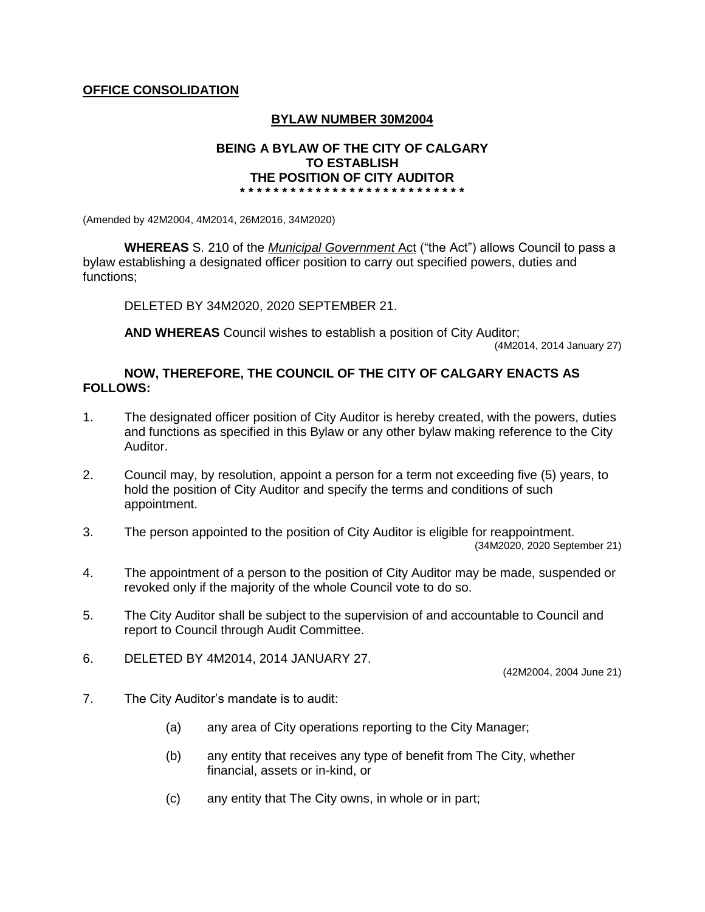**OFFICE CONSOLIDATION**

**BYLAW NUMBER 30M2004**

**BEING A BYLAW OF THE CITY OF CALGARY TO ESTABLISH THE POSITION OF CITY AUDITOR**

**\* \* \* \* \* \* \* \* \* \* \* \* \* \* \* \* \* \* \* \* \* \* \* \* \* \* \* \***

(Amended by 42M2004, 4M2014, 26M2016, 34M2020)

**WHEREAS** S. 210 of the *Municipal Government* Act ("the Act") allows Council to pass a bylaw establishing a designated officer position to carry out specified powers, duties and functions;

DELETED BY 34M2020, 2020 SEPTEMBER 21.

**AND WHEREAS** Council wishes to establish a position of City Auditor;

(4M2014, 2014 January 27)

**NOW, THEREFORE, THE COUNCIL OF THE CITY OF CALGARY ENACTS AS FOLLOWS:**

1. The designated officer position of City Auditor is hereby created, with the powers, duties and functions as specified in this Bylaw or any other bylaw making reference to the City Auditor.

2. Council may, by resolution, appoint a person for a term not exceeding five (5) years, to hold the position of City Auditor and specify the terms and conditions of such appointment.

3. The person appointed to the position of City Auditor is eligible for reappointment.

   (34M2020, 2020 September 21)

4. The appointment of a person to the position of City Auditor may be made, suspended or revoked only if the majority of the whole Council vote to do so.

5. The City Auditor shall be subject to the supervision of and accountable to Council and report to Council through Audit Committee.

6. DELETED BY 4M2014, 2014 JANUARY 27.

   (42M2004, 2004 June 21)

7. The City Auditor's mandate is to audit:

   (a) any area of City operations reporting to the City Manager;

   (b) any entity that receives any type of benefit from The City, whether financial, assets or in-kind, or

   (c) any entity that The City owns, in whole or in part;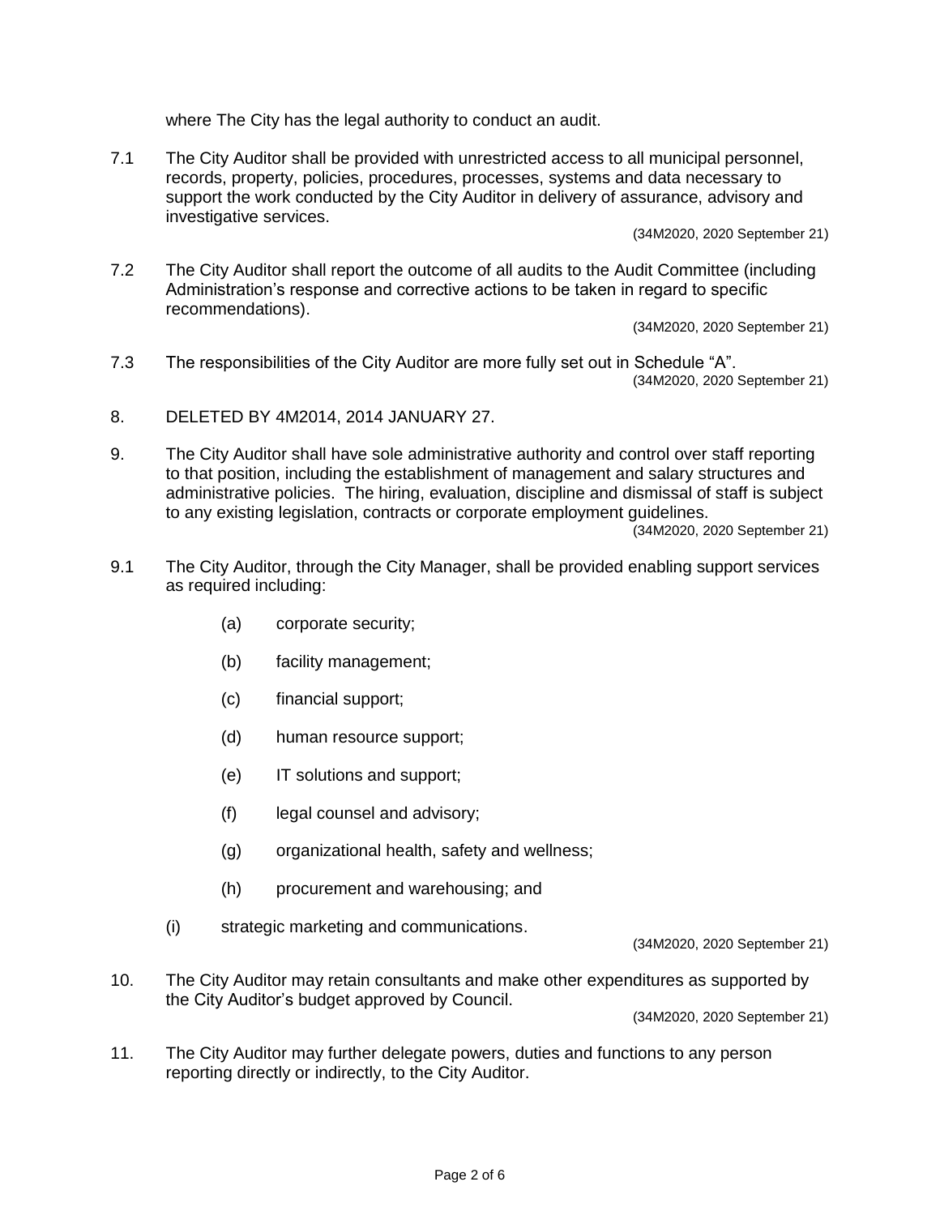where The City has the legal authority to conduct an audit.

7.1 The City Auditor shall be provided with unrestricted access to all municipal personnel, records, property, policies, procedures, processes, systems and data necessary to support the work conducted by the City Auditor in delivery of assurance, advisory and investigative services.

(34M2020, 2020 September 21)

7.2 The City Auditor shall report the outcome of all audits to the Audit Committee (including Administration's response and corrective actions to be taken in regard to specific recommendations).

(34M2020, 2020 September 21)

7.3 The responsibilities of the City Auditor are more fully set out in Schedule "A".

(34M2020, 2020 September 21)

8. DELETED BY 4M2014, 2014 JANUARY 27.

9. The City Auditor shall have sole administrative authority and control over staff reporting to that position, including the establishment of management and salary structures and administrative policies. The hiring, evaluation, discipline and dismissal of staff is subject to any existing legislation, contracts or corporate employment guidelines.

(34M2020, 2020 September 21)

9.1 The City Auditor, through the City Manager, shall be provided enabling support services as required including:

(a) corporate security;

(b) facility management;

(c) financial support;

(d) human resource support;

(e) IT solutions and support;

(f) legal counsel and advisory;

(g) organizational health, safety and wellness;

(h) procurement and warehousing; and

(i) strategic marketing and communications.

(34M2020, 2020 September 21)

10. The City Auditor may retain consultants and make other expenditures as supported by the City Auditor's budget approved by Council.

(34M2020, 2020 September 21)

11. The City Auditor may further delegate powers, duties and functions to any person reporting directly or indirectly, to the City Auditor.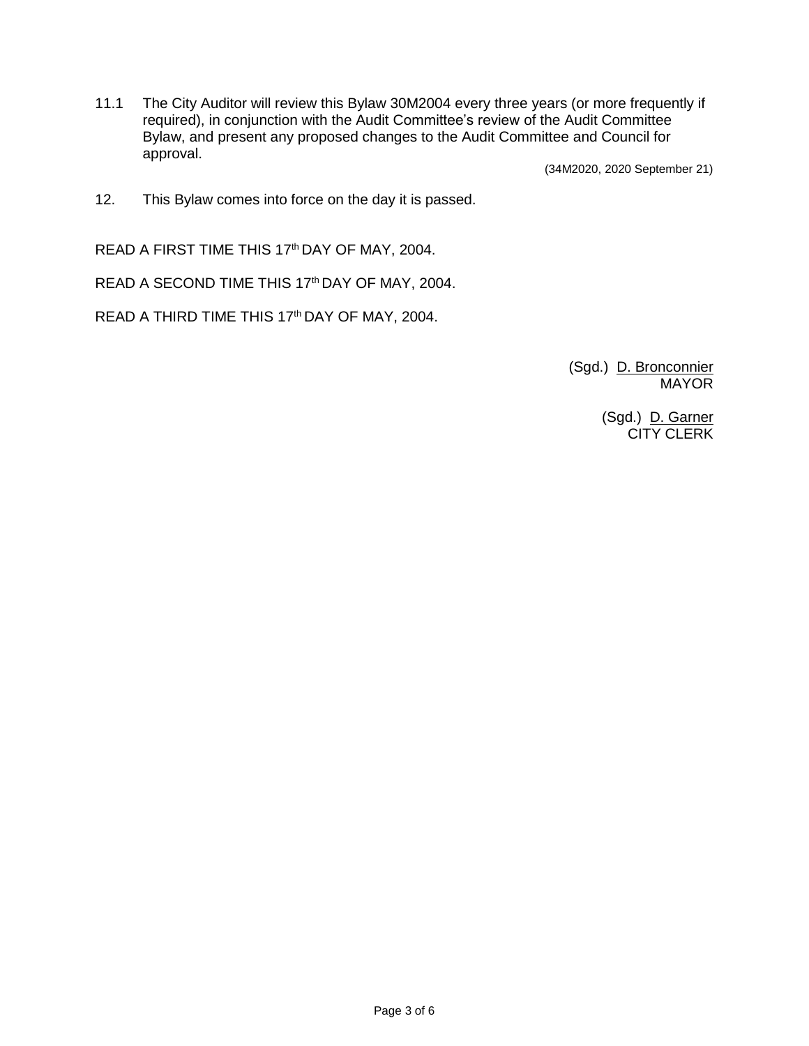11.1 The City Auditor will review this Bylaw 30M2004 every three years (or more frequently if required), in conjunction with the Audit Committee's review of the Audit Committee Bylaw, and present any proposed changes to the Audit Committee and Council for approval.

(34M2020, 2020 September 21)

12. This Bylaw comes into force on the day it is passed.

READ A FIRST TIME THIS 17th DAY OF MAY, 2004.

READ A SECOND TIME THIS 17th DAY OF MAY, 2004.

READ A THIRD TIME THIS 17th DAY OF MAY, 2004.

(Sgd.) D. Bronconnier
MAYOR

(Sgd.) D. Garner
CITY CLERK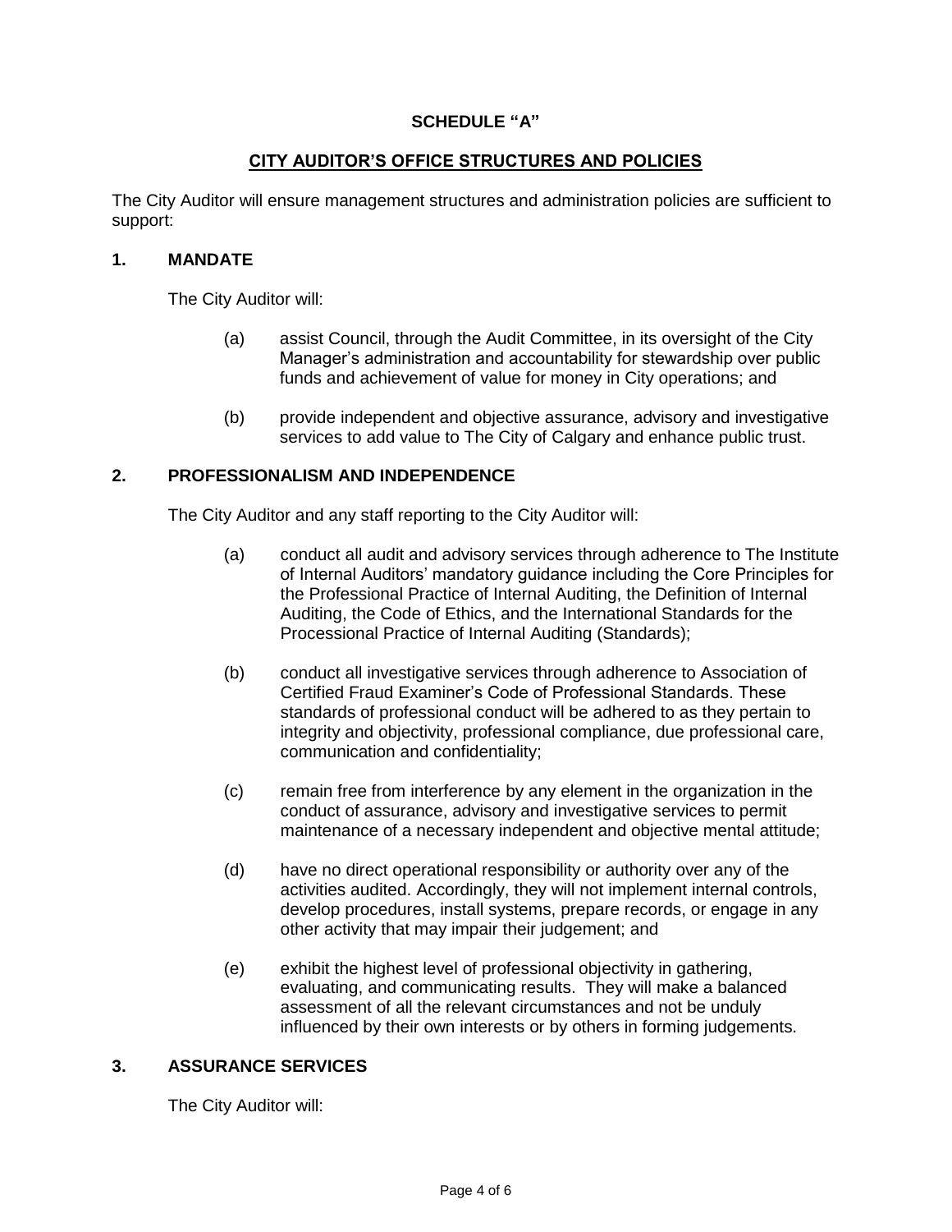**SCHEDULE "A"**

**CITY AUDITOR'S OFFICE STRUCTURES AND POLICIES**

The City Auditor will ensure management structures and administration policies are sufficient to support:

**1. MANDATE**

The City Auditor will:

(a) assist Council, through the Audit Committee, in its oversight of the City Manager's administration and accountability for stewardship over public funds and achievement of value for money in City operations; and

(b) provide independent and objective assurance, advisory and investigative services to add value to The City of Calgary and enhance public trust.

**2. PROFESSIONALISM AND INDEPENDENCE**

The City Auditor and any staff reporting to the City Auditor will:

(a) conduct all audit and advisory services through adherence to The Institute of Internal Auditors' mandatory guidance including the Core Principles for the Professional Practice of Internal Auditing, the Definition of Internal Auditing, the Code of Ethics, and the International Standards for the Processional Practice of Internal Auditing (Standards);

(b) conduct all investigative services through adherence to Association of Certified Fraud Examiner's Code of Professional Standards. These standards of professional conduct will be adhered to as they pertain to integrity and objectivity, professional compliance, due professional care, communication and confidentiality;

(c) remain free from interference by any element in the organization in the conduct of assurance, advisory and investigative services to permit maintenance of a necessary independent and objective mental attitude;

(d) have no direct operational responsibility or authority over any of the activities audited. Accordingly, they will not implement internal controls, develop procedures, install systems, prepare records, or engage in any other activity that may impair their judgement; and

(e) exhibit the highest level of professional objectivity in gathering, evaluating, and communicating results. They will make a balanced assessment of all the relevant circumstances and not be unduly influenced by their own interests or by others in forming judgements.

**3. ASSURANCE SERVICES**

The City Auditor will: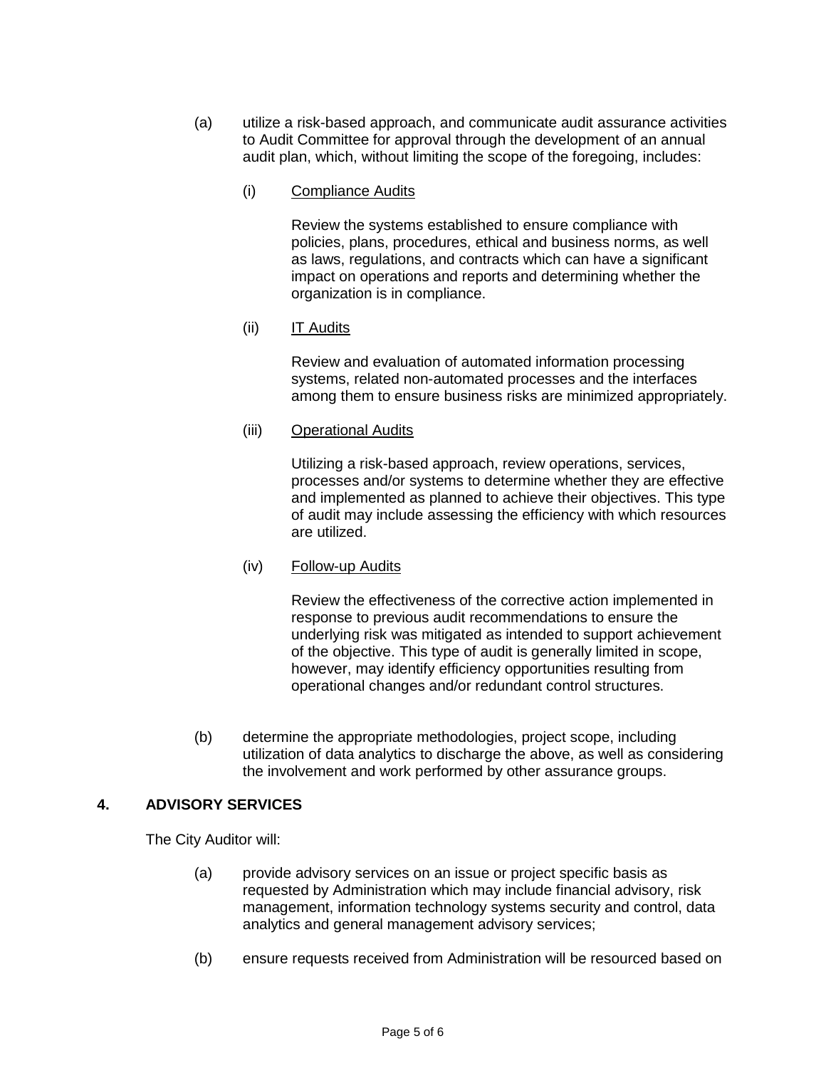(a) utilize a risk-based approach, and communicate audit assurance activities to Audit Committee for approval through the development of an annual audit plan, which, without limiting the scope of the foregoing, includes:

(i) Compliance Audits

Review the systems established to ensure compliance with policies, plans, procedures, ethical and business norms, as well as laws, regulations, and contracts which can have a significant impact on operations and reports and determining whether the organization is in compliance.

(ii) IT Audits

Review and evaluation of automated information processing systems, related non-automated processes and the interfaces among them to ensure business risks are minimized appropriately.

(iii) Operational Audits

Utilizing a risk-based approach, review operations, services, processes and/or systems to determine whether they are effective and implemented as planned to achieve their objectives. This type of audit may include assessing the efficiency with which resources are utilized.

(iv) Follow-up Audits

Review the effectiveness of the corrective action implemented in response to previous audit recommendations to ensure the underlying risk was mitigated as intended to support achievement of the objective. This type of audit is generally limited in scope, however, may identify efficiency opportunities resulting from operational changes and/or redundant control structures.

(b) determine the appropriate methodologies, project scope, including utilization of data analytics to discharge the above, as well as considering the involvement and work performed by other assurance groups.

## 4. ADVISORY SERVICES

The City Auditor will:

(a) provide advisory services on an issue or project specific basis as requested by Administration which may include financial advisory, risk management, information technology systems security and control, data analytics and general management advisory services;

(b) ensure requests received from Administration will be resourced based on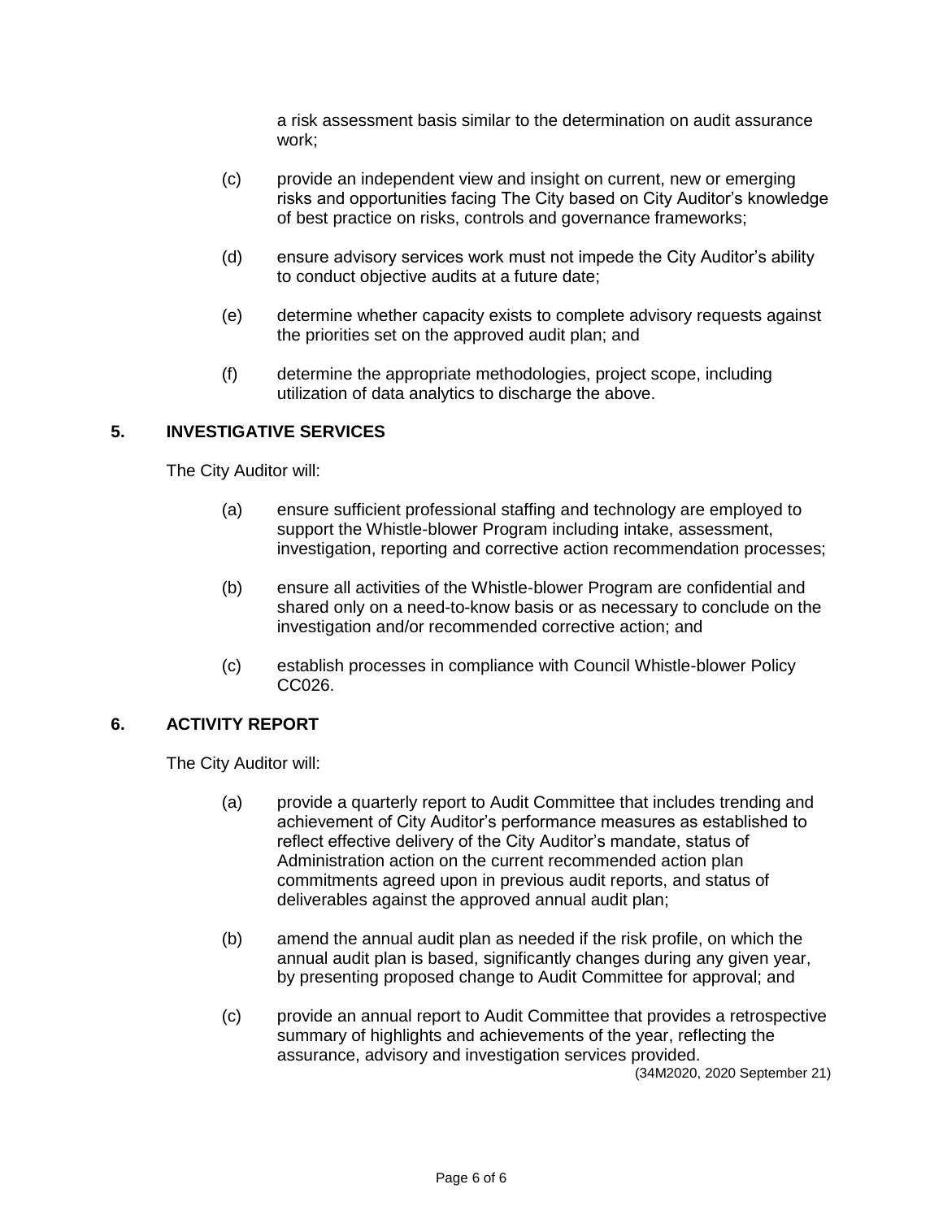a risk assessment basis similar to the determination on audit assurance work;

(c) provide an independent view and insight on current, new or emerging risks and opportunities facing The City based on City Auditor's knowledge of best practice on risks, controls and governance frameworks;

(d) ensure advisory services work must not impede the City Auditor's ability to conduct objective audits at a future date;

(e) determine whether capacity exists to complete advisory requests against the priorities set on the approved audit plan; and

(f) determine the appropriate methodologies, project scope, including utilization of data analytics to discharge the above.

## 5. INVESTIGATIVE SERVICES

The City Auditor will:

(a) ensure sufficient professional staffing and technology are employed to support the Whistle-blower Program including intake, assessment, investigation, reporting and corrective action recommendation processes;

(b) ensure all activities of the Whistle-blower Program are confidential and shared only on a need-to-know basis or as necessary to conclude on the investigation and/or recommended corrective action; and

(c) establish processes in compliance with Council Whistle-blower Policy CC026.

## 6. ACTIVITY REPORT

The City Auditor will:

(a) provide a quarterly report to Audit Committee that includes trending and achievement of City Auditor's performance measures as established to reflect effective delivery of the City Auditor's mandate, status of Administration action on the current recommended action plan commitments agreed upon in previous audit reports, and status of deliverables against the approved annual audit plan;

(b) amend the annual audit plan as needed if the risk profile, on which the annual audit plan is based, significantly changes during any given year, by presenting proposed change to Audit Committee for approval; and

(c) provide an annual report to Audit Committee that provides a retrospective summary of highlights and achievements of the year, reflecting the assurance, advisory and investigation services provided.

(34M2020, 2020 September 21)